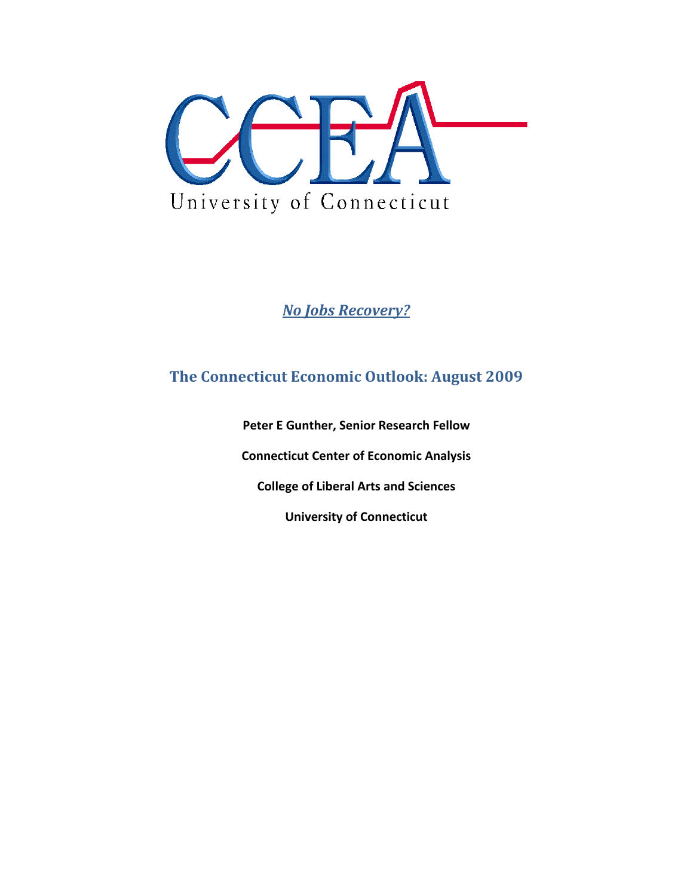University of Connecticut

***No Jobs Recovery?***

## The Connecticut Economic Outlook: August 2009

**Peter E Gunther, Senior Research Fellow**

**Connecticut Center of Economic Analysis**

**College of Liberal Arts and Sciences**

**University of Connecticut**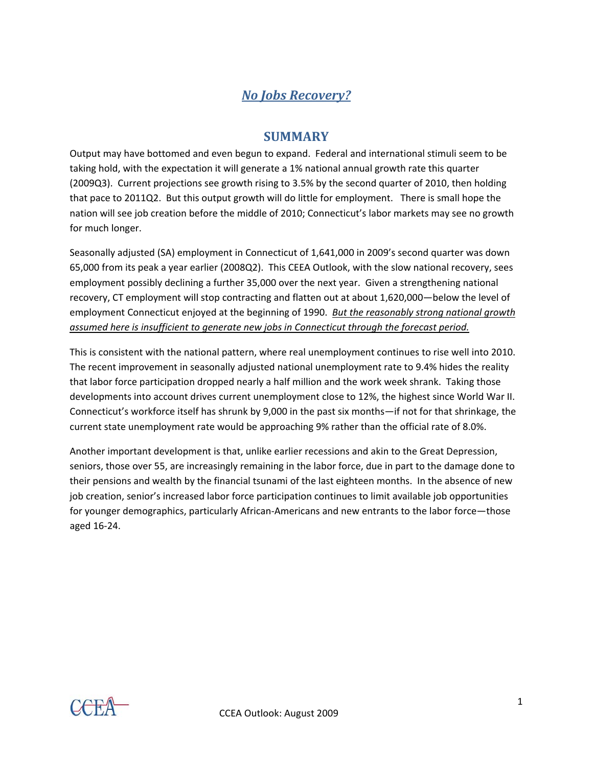# *No Jobs Recovery?*

## SUMMARY

Output may have bottomed and even begun to expand. Federal and international stimuli seem to be taking hold, with the expectation it will generate a 1% national annual growth rate this quarter (2009Q3). Current projections see growth rising to 3.5% by the second quarter of 2010, then holding that pace to 2011Q2. But this output growth will do little for employment. There is small hope the nation will see job creation before the middle of 2010; Connecticut's labor markets may see no growth for much longer.

Seasonally adjusted (SA) employment in Connecticut of 1,641,000 in 2009's second quarter was down 65,000 from its peak a year earlier (2008Q2). This CEEA Outlook, with the slow national recovery, sees employment possibly declining a further 35,000 over the next year. Given a strengthening national recovery, CT employment will stop contracting and flatten out at about 1,620,000—below the level of employment Connecticut enjoyed at the beginning of 1990. *But the reasonably strong national growth assumed here is insufficient to generate new jobs in Connecticut through the forecast period.*

This is consistent with the national pattern, where real unemployment continues to rise well into 2010. The recent improvement in seasonally adjusted national unemployment rate to 9.4% hides the reality that labor force participation dropped nearly a half million and the work week shrank. Taking those developments into account drives current unemployment close to 12%, the highest since World War II. Connecticut's workforce itself has shrunk by 9,000 in the past six months—if not for that shrinkage, the current state unemployment rate would be approaching 9% rather than the official rate of 8.0%.

Another important development is that, unlike earlier recessions and akin to the Great Depression, seniors, those over 55, are increasingly remaining in the labor force, due in part to the damage done to their pensions and wealth by the financial tsunami of the last eighteen months. In the absence of new job creation, senior's increased labor force participation continues to limit available job opportunities for younger demographics, particularly African-Americans and new entrants to the labor force—those aged 16-24.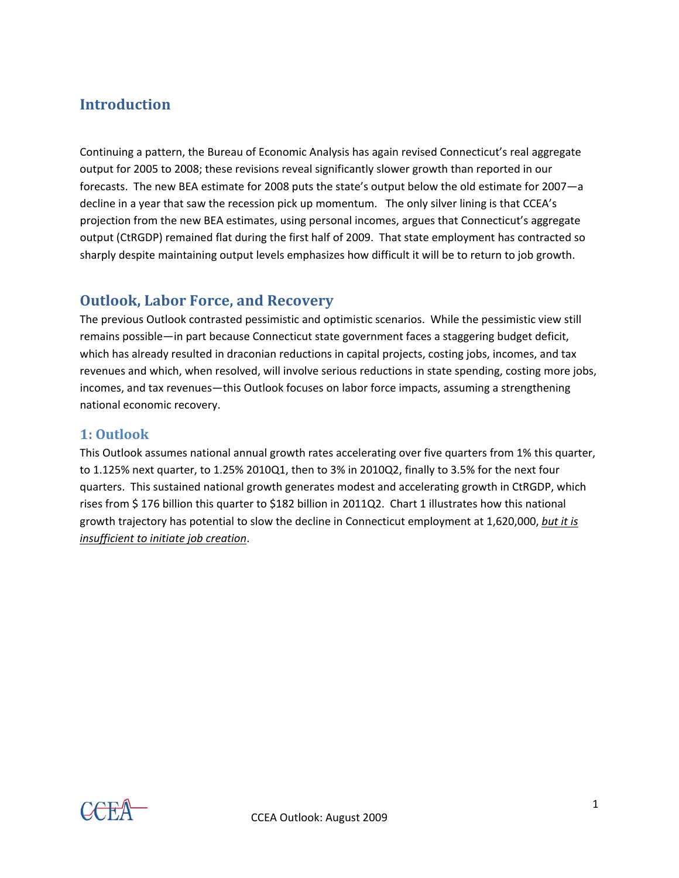## Introduction

Continuing a pattern, the Bureau of Economic Analysis has again revised Connecticut's real aggregate output for 2005 to 2008; these revisions reveal significantly slower growth than reported in our forecasts. The new BEA estimate for 2008 puts the state's output below the old estimate for 2007—a decline in a year that saw the recession pick up momentum. The only silver lining is that CCEA's projection from the new BEA estimates, using personal incomes, argues that Connecticut's aggregate output (CtRGDP) remained flat during the first half of 2009. That state employment has contracted so sharply despite maintaining output levels emphasizes how difficult it will be to return to job growth.

## Outlook, Labor Force, and Recovery

The previous Outlook contrasted pessimistic and optimistic scenarios. While the pessimistic view still remains possible—in part because Connecticut state government faces a staggering budget deficit, which has already resulted in draconian reductions in capital projects, costing jobs, incomes, and tax revenues and which, when resolved, will involve serious reductions in state spending, costing more jobs, incomes, and tax revenues—this Outlook focuses on labor force impacts, assuming a strengthening national economic recovery.

### 1: Outlook

This Outlook assumes national annual growth rates accelerating over five quarters from 1% this quarter, to 1.125% next quarter, to 1.25% 2010Q1, then to 3% in 2010Q2, finally to 3.5% for the next four quarters. This sustained national growth generates modest and accelerating growth in CtRGDP, which rises from $ 176 billion this quarter to $182 billion in 2011Q2. Chart 1 illustrates how this national growth trajectory has potential to slow the decline in Connecticut employment at 1,620,000, *but it is insufficient to initiate job creation*.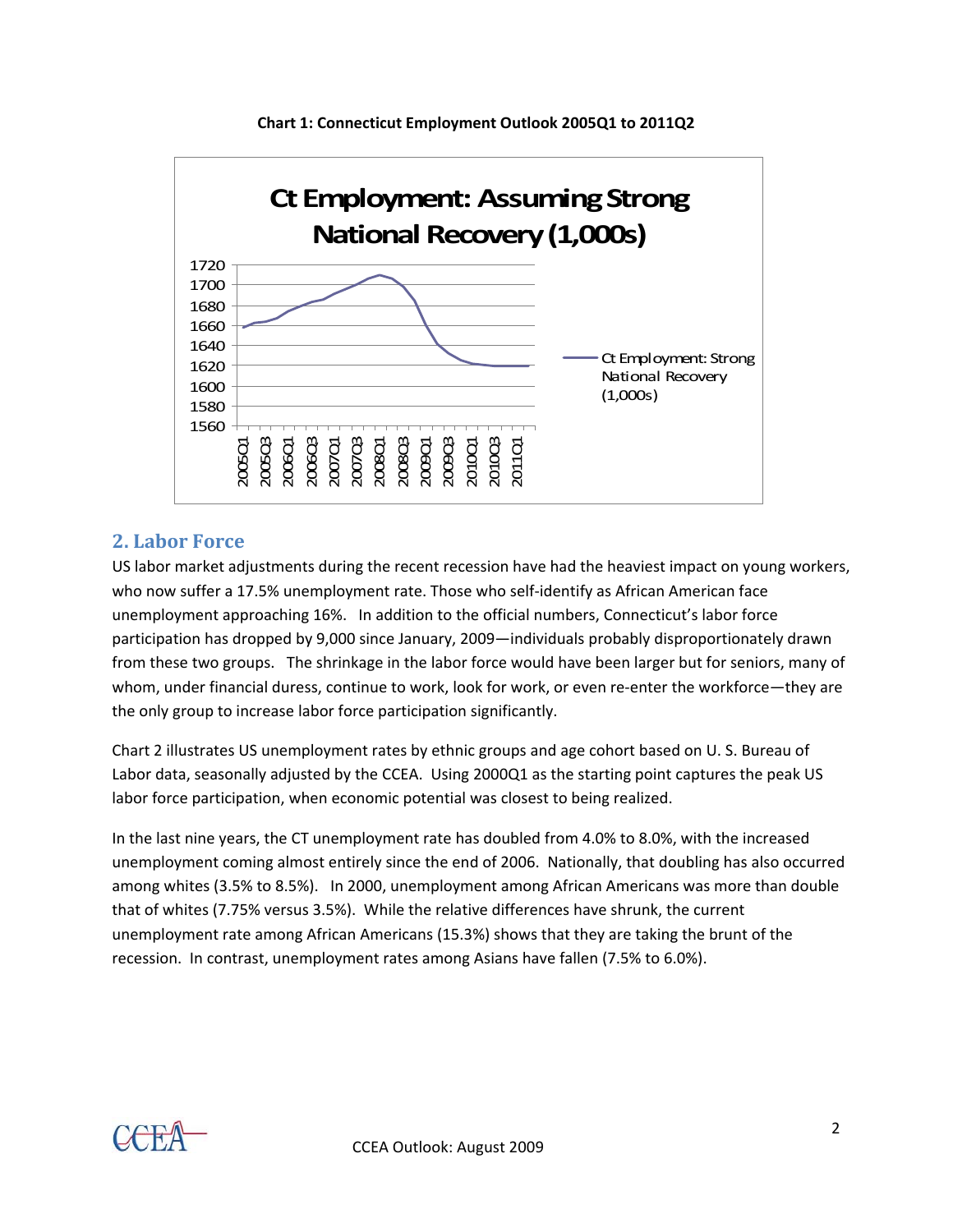**Chart 1: Connecticut Employment Outlook 2005Q1 to 2011Q2**

Ct Employment: Assuming Strong National Recovery (1,000s)

1720
1700
1680
1660
1640
1620
1600
1580
1560

2005Q1 2005Q3 2006Q1 2006Q3 2007Q1 2007Q3 2008Q1 2008Q3 2009Q1 2009Q3 2010Q1 2010Q3 2011Q1

Ct Employment: Strong National Recovery (1,000s)

## 2. Labor Force

US labor market adjustments during the recent recession have had the heaviest impact on young workers, who now suffer a 17.5% unemployment rate. Those who self-identify as African American face unemployment approaching 16%. In addition to the official numbers, Connecticut's labor force participation has dropped by 9,000 since January, 2009—individuals probably disproportionately drawn from these two groups. The shrinkage in the labor force would have been larger but for seniors, many of whom, under financial duress, continue to work, look for work, or even re-enter the workforce—they are the only group to increase labor force participation significantly.

Chart 2 illustrates US unemployment rates by ethnic groups and age cohort based on U. S. Bureau of Labor data, seasonally adjusted by the CCEA. Using 2000Q1 as the starting point captures the peak US labor force participation, when economic potential was closest to being realized.

In the last nine years, the CT unemployment rate has doubled from 4.0% to 8.0%, with the increased unemployment coming almost entirely since the end of 2006. Nationally, that doubling has also occurred among whites (3.5% to 8.5%). In 2000, unemployment among African Americans was more than double that of whites (7.75% versus 3.5%). While the relative differences have shrunk, the current unemployment rate among African Americans (15.3%) shows that they are taking the brunt of the recession. In contrast, unemployment rates among Asians have fallen (7.5% to 6.0%).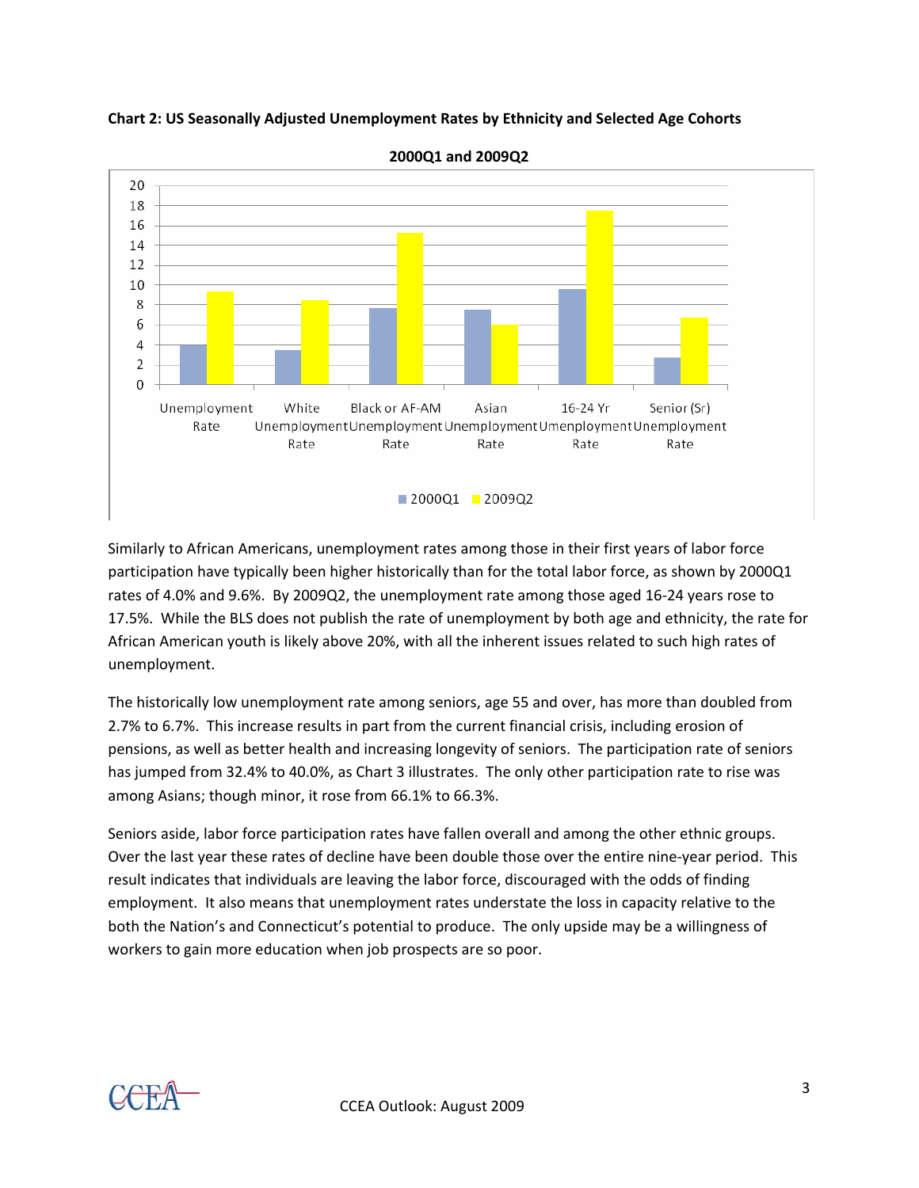**Chart 2: US Seasonally Adjusted Unemployment Rates by Ethnicity and Selected Age Cohorts**

2000Q1 and 2009Q2

20
18
16
14
12
10
8
6
4
2
0

Unemployment Rate
White Unemployment Rate
Black or AF-AM Unemployment Rate
Asian Unemployment Rate
16-24 Yr Unenployment Rate
Senior (Sr) Unemployment Rate

2000Q1 2009Q2

Similarly to African Americans, unemployment rates among those in their first years of labor force participation have typically been higher historically than for the total labor force, as shown by 2000Q1 rates of 4.0% and 9.6%. By 2009Q2, the unemployment rate among those aged 16-24 years rose to 17.5%. While the BLS does not publish the rate of unemployment by both age and ethnicity, the rate for African American youth is likely above 20%, with all the inherent issues related to such high rates of unemployment.

The historically low unemployment rate among seniors, age 55 and over, has more than doubled from 2.7% to 6.7%. This increase results in part from the current financial crisis, including erosion of pensions, as well as better health and increasing longevity of seniors. The participation rate of seniors has jumped from 32.4% to 40.0%, as Chart 3 illustrates. The only other participation rate to rise was among Asians; though minor, it rose from 66.1% to 66.3%.

Seniors aside, labor force participation rates have fallen overall and among the other ethnic groups. Over the last year these rates of decline have been double those over the entire nine-year period. This result indicates that individuals are leaving the labor force, discouraged with the odds of finding employment. It also means that unemployment rates understate the loss in capacity relative to the both the Nation's and Connecticut's potential to produce. The only upside may be a willingness of workers to gain more education when job prospects are so poor.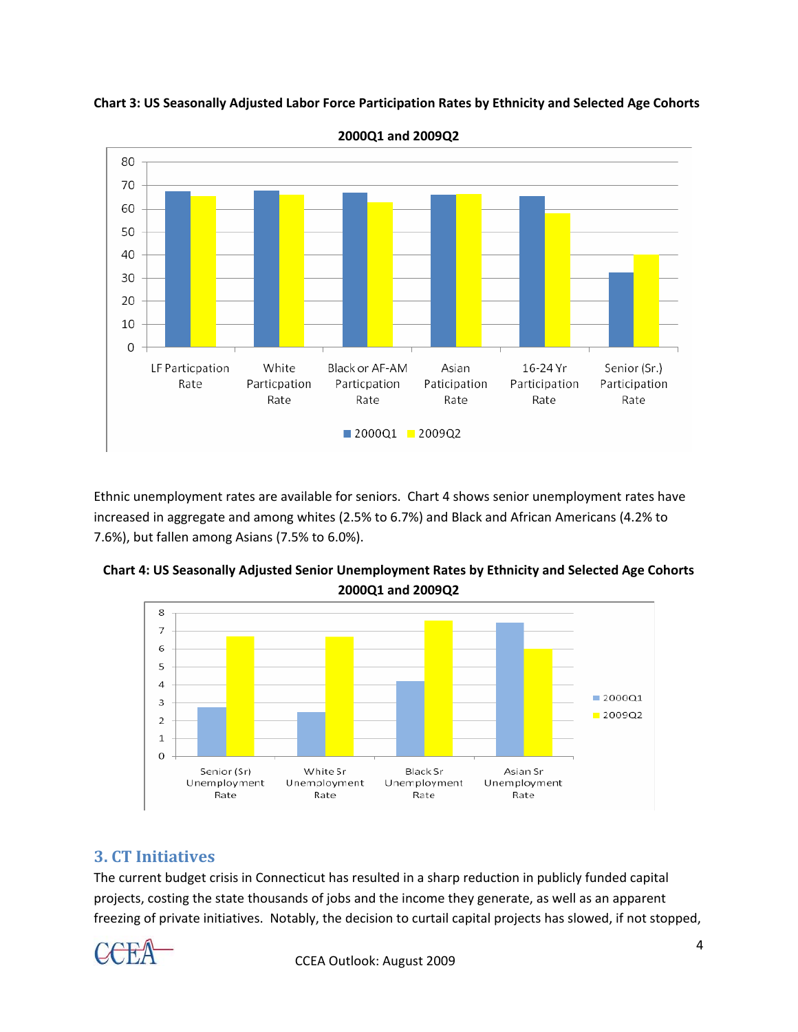**Chart 3: US Seasonally Adjusted Labor Force Participation Rates by Ethnicity and Selected Age Cohorts**

2000Q1 and 2009Q2

80
70
60
50
40
30
20
10
0

LF Particpation Rate
White Particpation Rate
Black or AF-AM Particpation Rate
Asian Paticipation Rate
16-24 Yr Participation Rate
Senior (Sr.) Participation Rate

2000Q1 2009Q2

Ethnic unemployment rates are available for seniors. Chart 4 shows senior unemployment rates have increased in aggregate and among whites (2.5% to 6.7%) and Black and African Americans (4.2% to 7.6%), but fallen among Asians (7.5% to 6.0%).

**Chart 4: US Seasonally Adjusted Senior Unemployment Rates by Ethnicity and Selected Age Cohorts 2000Q1 and 2009Q2**

8
7
6
5
4
3
2
1
0

Senior (Sr) Unemployment Rate
White Sr Unemployment Rate
Black Sr Unemployment Rate
Asian Sr Unemployment Rate

2000Q1
2009Q2

## 3. CT Initiatives

The current budget crisis in Connecticut has resulted in a sharp reduction in publicly funded capital projects, costing the state thousands of jobs and the income they generate, as well as an apparent freezing of private initiatives. Notably, the decision to curtail capital projects has slowed, if not stopped,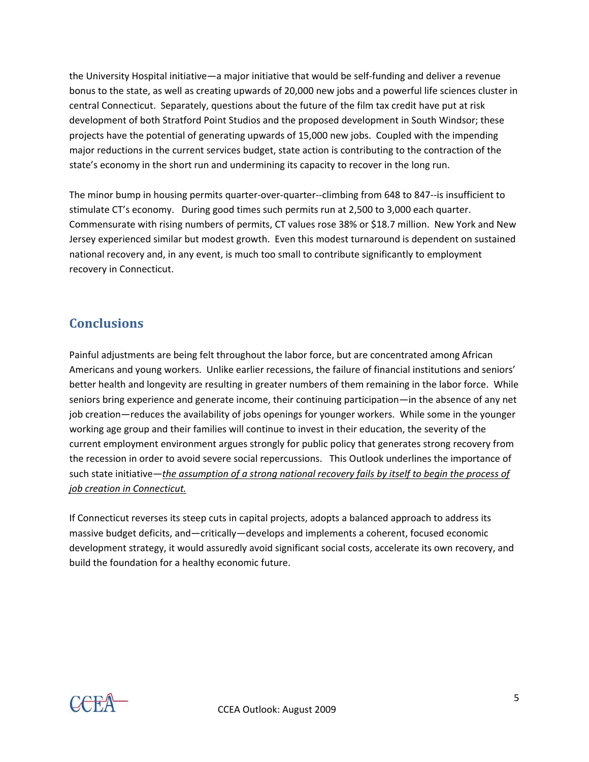the University Hospital initiative—a major initiative that would be self-funding and deliver a revenue bonus to the state, as well as creating upwards of 20,000 new jobs and a powerful life sciences cluster in central Connecticut. Separately, questions about the future of the film tax credit have put at risk development of both Stratford Point Studios and the proposed development in South Windsor; these projects have the potential of generating upwards of 15,000 new jobs. Coupled with the impending major reductions in the current services budget, state action is contributing to the contraction of the state's economy in the short run and undermining its capacity to recover in the long run.

The minor bump in housing permits quarter-over-quarter--climbing from 648 to 847--is insufficient to stimulate CT's economy. During good times such permits run at 2,500 to 3,000 each quarter. Commensurate with rising numbers of permits, CT values rose 38% or $18.7 million. New York and New Jersey experienced similar but modest growth. Even this modest turnaround is dependent on sustained national recovery and, in any event, is much too small to contribute significantly to employment recovery in Connecticut.

## Conclusions

Painful adjustments are being felt throughout the labor force, but are concentrated among African Americans and young workers. Unlike earlier recessions, the failure of financial institutions and seniors' better health and longevity are resulting in greater numbers of them remaining in the labor force. While seniors bring experience and generate income, their continuing participation—in the absence of any net job creation—reduces the availability of jobs openings for younger workers. While some in the younger working age group and their families will continue to invest in their education, the severity of the current employment environment argues strongly for public policy that generates strong recovery from the recession in order to avoid severe social repercussions. This Outlook underlines the importance of such state initiative—*the assumption of a strong national recovery fails by itself to begin the process of job creation in Connecticut.*

If Connecticut reverses its steep cuts in capital projects, adopts a balanced approach to address its massive budget deficits, and—critically—develops and implements a coherent, focused economic development strategy, it would assuredly avoid significant social costs, accelerate its own recovery, and build the foundation for a healthy economic future.